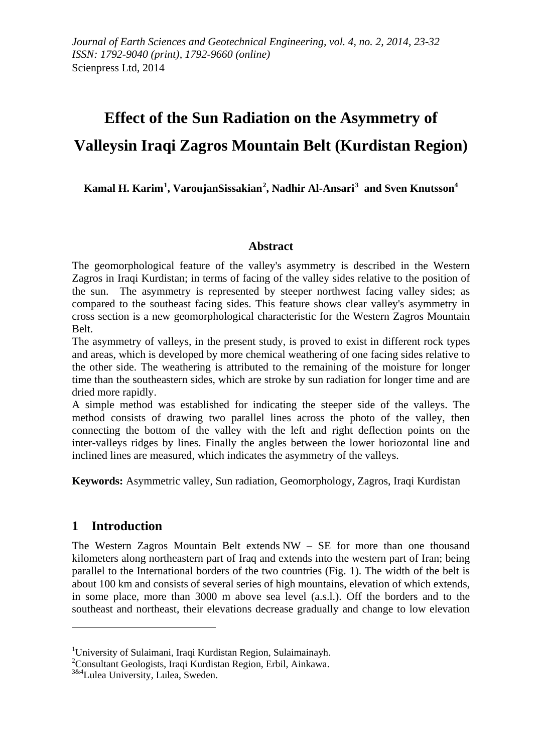*Journal of Earth Sciences and Geotechnical Engineering, vol. 4, no. 2, 2014, 23-32*
*ISSN: 1792-9040 (print), 1792-9660 (online)*
Scienpress Ltd, 2014

# Effect of the Sun Radiation on the Asymmetry of Valleysin Iraqi Zagros Mountain Belt (Kurdistan Region)

**Kamal H. Karim[1], VaroujanSissakian[2], Nadhir Al-Ansari[3] and Sven Knutsson[4]**

## Abstract

The geomorphological feature of the valley's asymmetry is described in the Western Zagros in Iraqi Kurdistan; in terms of facing of the valley sides relative to the position of the sun. The asymmetry is represented by steeper northwest facing valley sides; as compared to the southeast facing sides. This feature shows clear valley's asymmetry in cross section is a new geomorphological characteristic for the Western Zagros Mountain Belt.

The asymmetry of valleys, in the present study, is proved to exist in different rock types and areas, which is developed by more chemical weathering of one facing sides relative to the other side. The weathering is attributed to the remaining of the moisture for longer time than the southeastern sides, which are stroke by sun radiation for longer time and are dried more rapidly.

A simple method was established for indicating the steeper side of the valleys. The method consists of drawing two parallel lines across the photo of the valley, then connecting the bottom of the valley with the left and right deflection points on the inter-valleys ridges by lines. Finally the angles between the lower horiozontal line and inclined lines are measured, which indicates the asymmetry of the valleys.

**Keywords:** Asymmetric valley, Sun radiation, Geomorphology, Zagros, Iraqi Kurdistan

## 1 Introduction

The Western Zagros Mountain Belt extends NW – SE for more than one thousand kilometers along northeastern part of Iraq and extends into the western part of Iran; being parallel to the International borders of the two countries (Fig. 1). The width of the belt is about 100 km and consists of several series of high mountains, elevation of which extends, in some place, more than 3000 m above sea level (a.s.l.). Off the borders and to the southeast and northeast, their elevations decrease gradually and change to low elevation

---

[1]University of Sulaimani, Iraqi Kurdistan Region, Sulaimainayh.
[2]Consultant Geologists, Iraqi Kurdistan Region, Erbil, Ainkawa.
[3&4]Lulea University, Lulea, Sweden.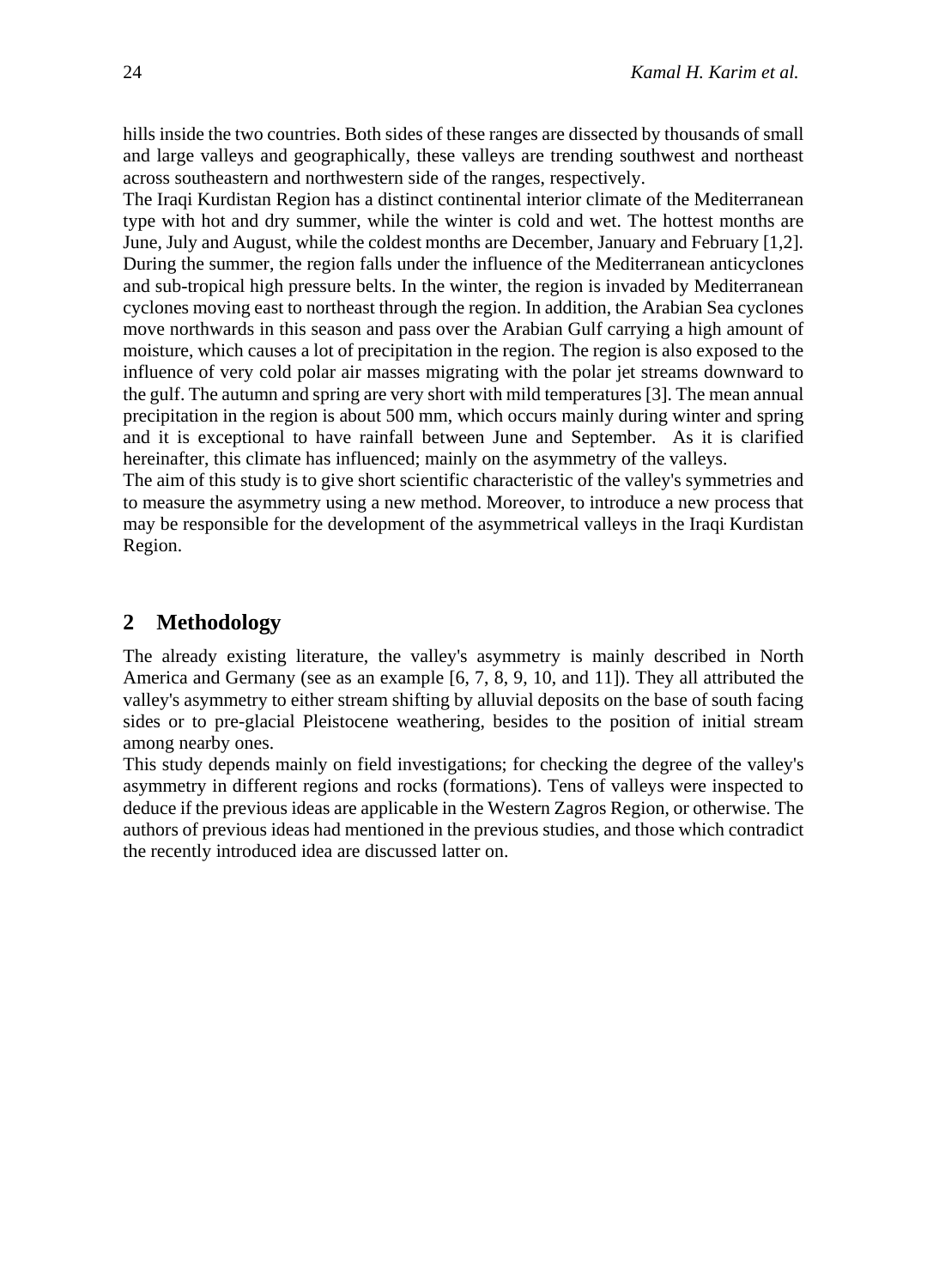hills inside the two countries. Both sides of these ranges are dissected by thousands of small and large valleys and geographically, these valleys are trending southwest and northeast across southeastern and northwestern side of the ranges, respectively.

The Iraqi Kurdistan Region has a distinct continental interior climate of the Mediterranean type with hot and dry summer, while the winter is cold and wet. The hottest months are June, July and August, while the coldest months are December, January and February [1,2]. During the summer, the region falls under the influence of the Mediterranean anticyclones and sub-tropical high pressure belts. In the winter, the region is invaded by Mediterranean cyclones moving east to northeast through the region. In addition, the Arabian Sea cyclones move northwards in this season and pass over the Arabian Gulf carrying a high amount of moisture, which causes a lot of precipitation in the region. The region is also exposed to the influence of very cold polar air masses migrating with the polar jet streams downward to the gulf. The autumn and spring are very short with mild temperatures [3]. The mean annual precipitation in the region is about 500 mm, which occurs mainly during winter and spring and it is exceptional to have rainfall between June and September. As it is clarified hereinafter, this climate has influenced; mainly on the asymmetry of the valleys.

The aim of this study is to give short scientific characteristic of the valley's symmetries and to measure the asymmetry using a new method. Moreover, to introduce a new process that may be responsible for the development of the asymmetrical valleys in the Iraqi Kurdistan Region.

## 2 Methodology

The already existing literature, the valley's asymmetry is mainly described in North America and Germany (see as an example [6, 7, 8, 9, 10, and 11]). They all attributed the valley's asymmetry to either stream shifting by alluvial deposits on the base of south facing sides or to pre-glacial Pleistocene weathering, besides to the position of initial stream among nearby ones.

This study depends mainly on field investigations; for checking the degree of the valley's asymmetry in different regions and rocks (formations). Tens of valleys were inspected to deduce if the previous ideas are applicable in the Western Zagros Region, or otherwise. The authors of previous ideas had mentioned in the previous studies, and those which contradict the recently introduced idea are discussed latter on.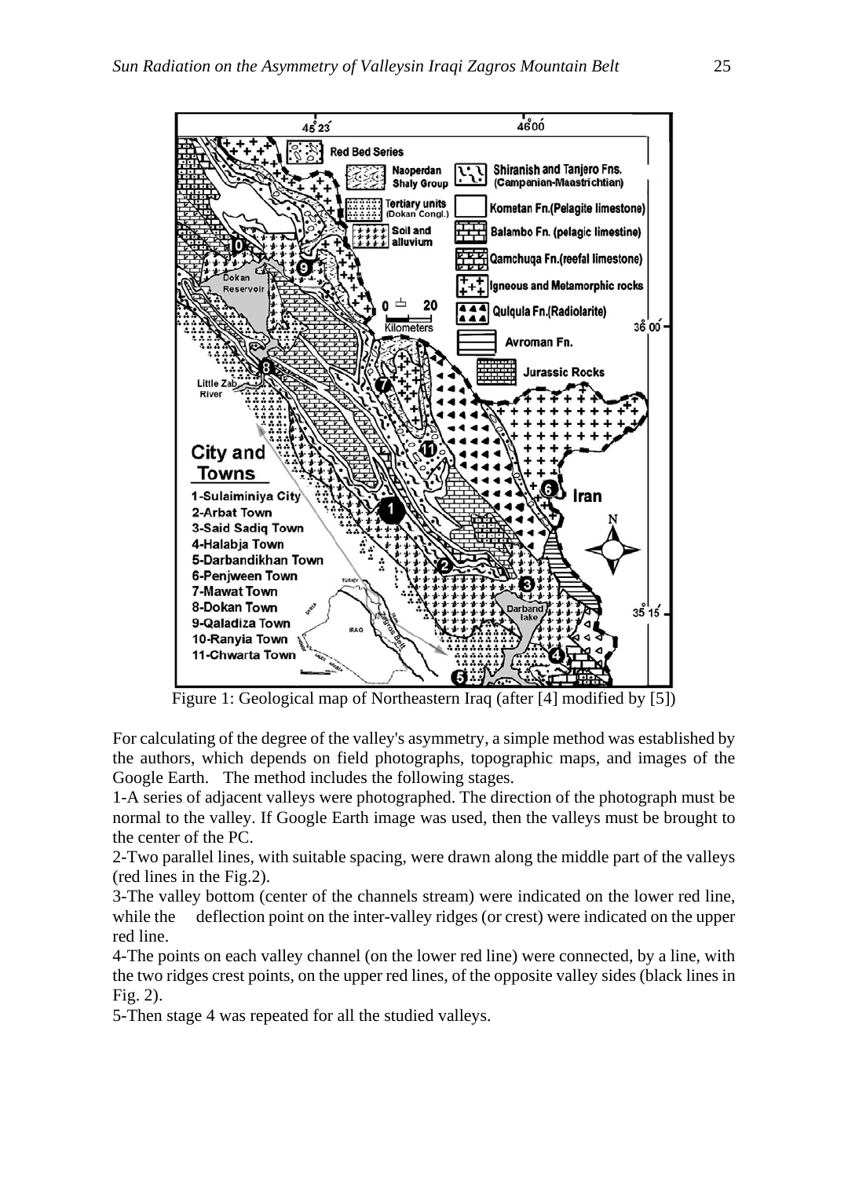Figure 1: Geological map of Northeastern Iraq (after [4] modified by [5])

For calculating of the degree of the valley's asymmetry, a simple method was established by the authors, which depends on field photographs, topographic maps, and images of the Google Earth. The method includes the following stages.

1-A series of adjacent valleys were photographed. The direction of the photograph must be normal to the valley. If Google Earth image was used, then the valleys must be brought to the center of the PC.

2-Two parallel lines, with suitable spacing, were drawn along the middle part of the valleys (red lines in the Fig.2).

3-The valley bottom (center of the channels stream) were indicated on the lower red line, while the deflection point on the inter-valley ridges (or crest) were indicated on the upper red line.

4-The points on each valley channel (on the lower red line) were connected, by a line, with the two ridges crest points, on the upper red lines, of the opposite valley sides (black lines in Fig. 2).

5-Then stage 4 was repeated for all the studied valleys.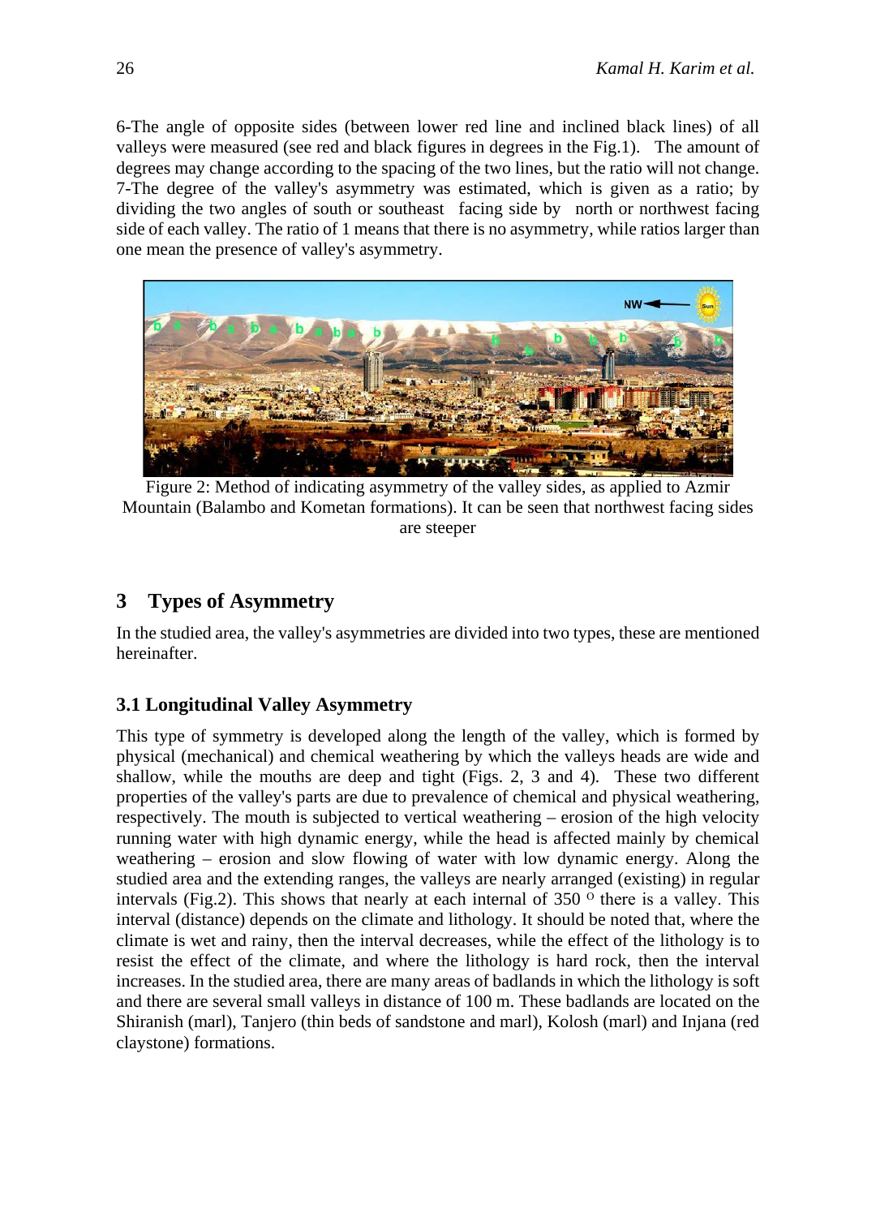6-The angle of opposite sides (between lower red line and inclined black lines) of all valleys were measured (see red and black figures in degrees in the Fig.1). The amount of degrees may change according to the spacing of the two lines, but the ratio will not change.

7-The degree of the valley's asymmetry was estimated, which is given as a ratio; by dividing the two angles of south or southeast facing side by north or northwest facing side of each valley. The ratio of 1 means that there is no asymmetry, while ratios larger than one mean the presence of valley's asymmetry.

Figure 2: Method of indicating asymmetry of the valley sides, as applied to Azmir Mountain (Balambo and Kometan formations). It can be seen that northwest facing sides are steeper

## 3 Types of Asymmetry

In the studied area, the valley's asymmetries are divided into two types, these are mentioned hereinafter.

### 3.1 Longitudinal Valley Asymmetry

This type of symmetry is developed along the length of the valley, which is formed by physical (mechanical) and chemical weathering by which the valleys heads are wide and shallow, while the mouths are deep and tight (Figs. 2, 3 and 4). These two different properties of the valley's parts are due to prevalence of chemical and physical weathering, respectively. The mouth is subjected to vertical weathering – erosion of the high velocity running water with high dynamic energy, while the head is affected mainly by chemical weathering – erosion and slow flowing of water with low dynamic energy. Along the studied area and the extending ranges, the valleys are nearly arranged (existing) in regular intervals (Fig.2). This shows that nearly at each internal of 350 $^{O}$ there is a valley. This interval (distance) depends on the climate and lithology. It should be noted that, where the climate is wet and rainy, then the interval decreases, while the effect of the lithology is to resist the effect of the climate, and where the lithology is hard rock, then the interval increases. In the studied area, there are many areas of badlands in which the lithology is soft and there are several small valleys in distance of 100 m. These badlands are located on the Shiranish (marl), Tanjero (thin beds of sandstone and marl), Kolosh (marl) and Injana (red claystone) formations.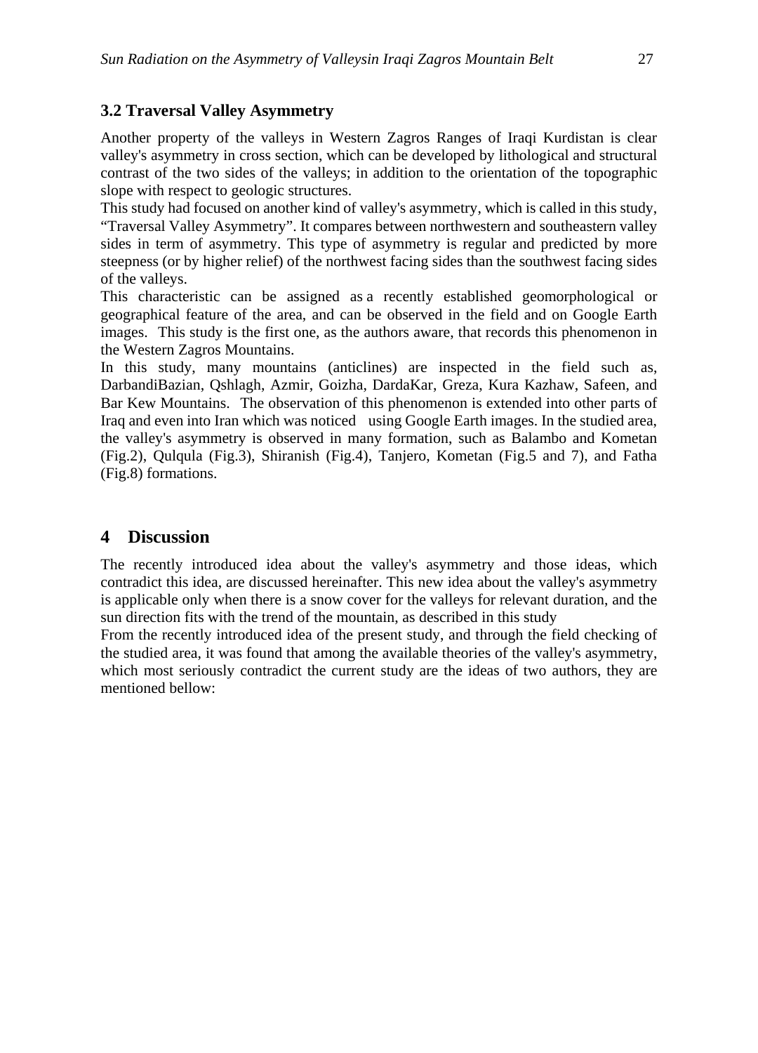### 3.2 Traversal Valley Asymmetry

Another property of the valleys in Western Zagros Ranges of Iraqi Kurdistan is clear valley's asymmetry in cross section, which can be developed by lithological and structural contrast of the two sides of the valleys; in addition to the orientation of the topographic slope with respect to geologic structures.

This study had focused on another kind of valley's asymmetry, which is called in this study, "Traversal Valley Asymmetry". It compares between northwestern and southeastern valley sides in term of asymmetry. This type of asymmetry is regular and predicted by more steepness (or by higher relief) of the northwest facing sides than the southwest facing sides of the valleys.

This characteristic can be assigned as a recently established geomorphological or geographical feature of the area, and can be observed in the field and on Google Earth images. This study is the first one, as the authors aware, that records this phenomenon in the Western Zagros Mountains.

In this study, many mountains (anticlines) are inspected in the field such as, DarbandiBazian, Qshlagh, Azmir, Goizha, DardaKar, Greza, Kura Kazhaw, Safeen, and Bar Kew Mountains. The observation of this phenomenon is extended into other parts of Iraq and even into Iran which was noticed using Google Earth images. In the studied area, the valley's asymmetry is observed in many formation, such as Balambo and Kometan (Fig.2), Qulqula (Fig.3), Shiranish (Fig.4), Tanjero, Kometan (Fig.5 and 7), and Fatha (Fig.8) formations.

## 4 Discussion

The recently introduced idea about the valley's asymmetry and those ideas, which contradict this idea, are discussed hereinafter. This new idea about the valley's asymmetry is applicable only when there is a snow cover for the valleys for relevant duration, and the sun direction fits with the trend of the mountain, as described in this study

From the recently introduced idea of the present study, and through the field checking of the studied area, it was found that among the available theories of the valley's asymmetry, which most seriously contradict the current study are the ideas of two authors, they are mentioned bellow: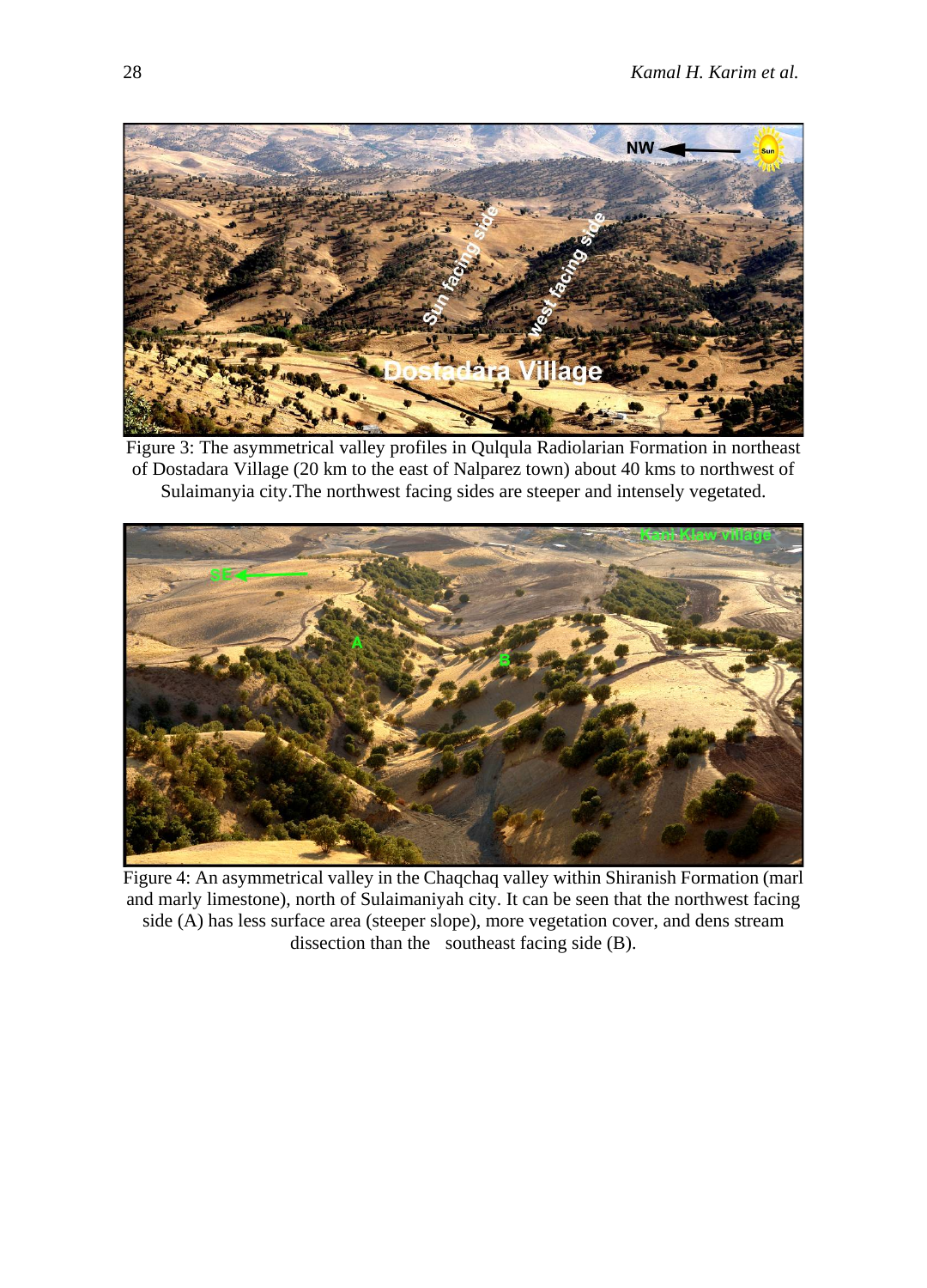Figure 3: The asymmetrical valley profiles in Qulqula Radiolarian Formation in northeast of Dostadara Village (20 km to the east of Nalparez town) about 40 kms to northwest of Sulaimanyia city.The northwest facing sides are steeper and intensely vegetated.

Figure 4: An asymmetrical valley in the Chaqchaq valley within Shiranish Formation (marl and marly limestone), north of Sulaimaniyah city. It can be seen that the northwest facing side (A) has less surface area (steeper slope), more vegetation cover, and dens stream dissection than the southeast facing side (B).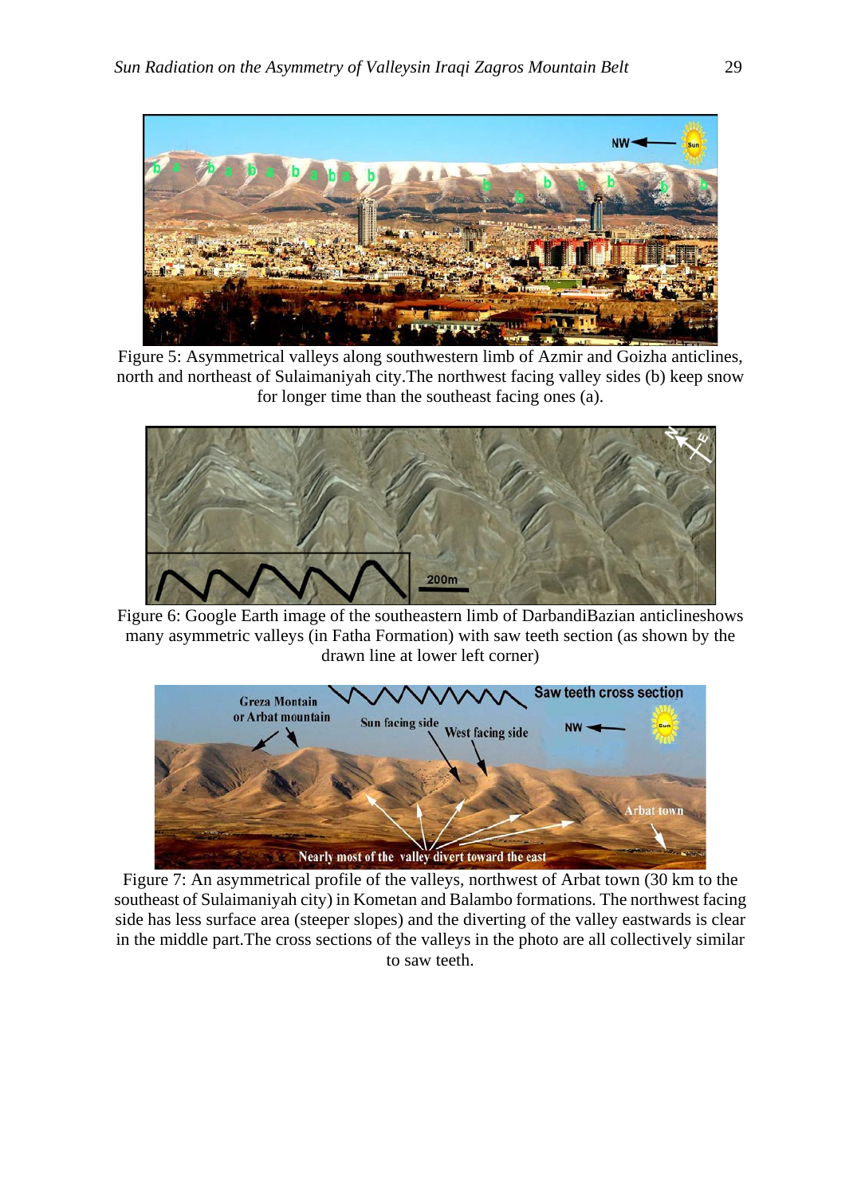Figure 5: Asymmetrical valleys along southwestern limb of Azmir and Goizha anticlines, north and northeast of Sulaimaniyah city.The northwest facing valley sides (b) keep snow for longer time than the southeast facing ones (a).

Figure 6: Google Earth image of the southeastern limb of DarbandiBazian anticlineshows many asymmetric valleys (in Fatha Formation) with saw teeth section (as shown by the drawn line at lower left corner)

Figure 7: An asymmetrical profile of the valleys, northwest of Arbat town (30 km to the southeast of Sulaimaniyah city) in Kometan and Balambo formations. The northwest facing side has less surface area (steeper slopes) and the diverting of the valley eastwards is clear in the middle part.The cross sections of the valleys in the photo are all collectively similar to saw teeth.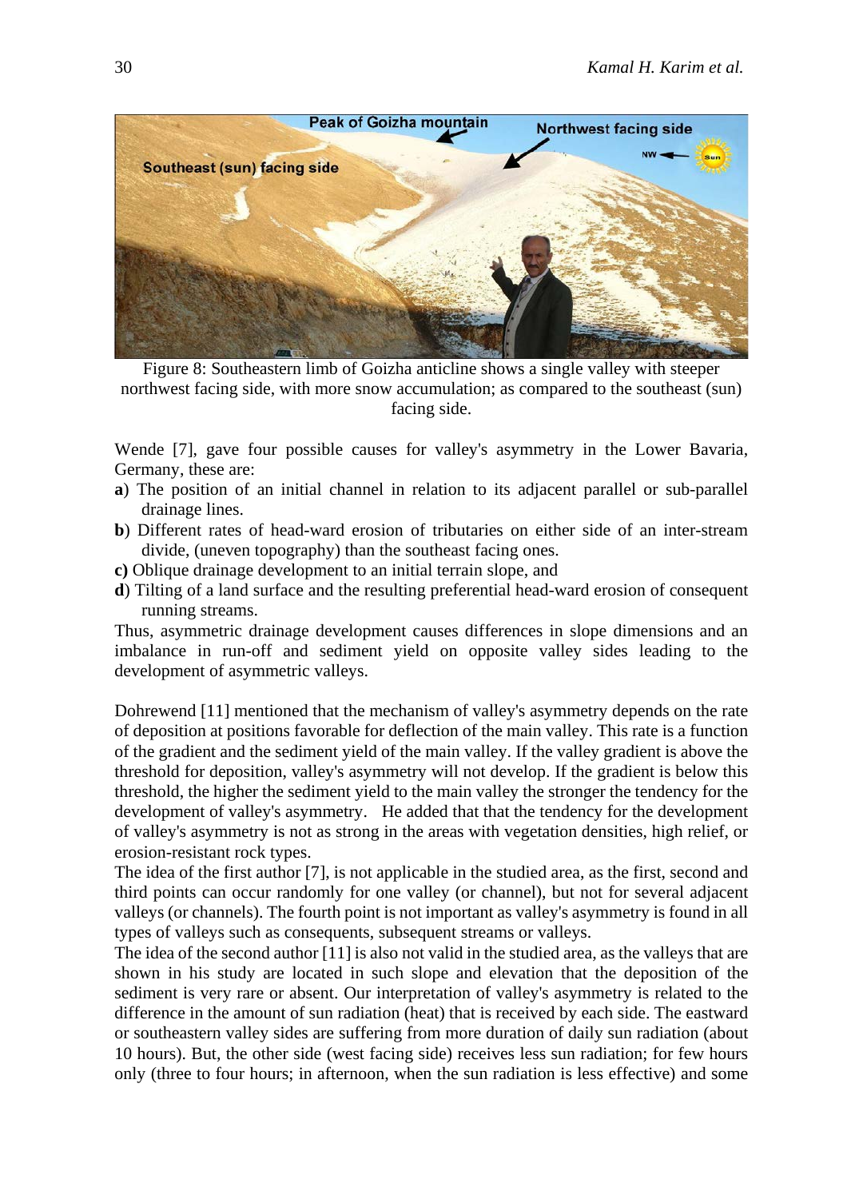Figure 8: Southeastern limb of Goizha anticline shows a single valley with steeper northwest facing side, with more snow accumulation; as compared to the southeast (sun) facing side.

Wende [7], gave four possible causes for valley's asymmetry in the Lower Bavaria, Germany, these are:

**a**) The position of an initial channel in relation to its adjacent parallel or sub-parallel drainage lines.

**b**) Different rates of head-ward erosion of tributaries on either side of an inter-stream divide, (uneven topography) than the southeast facing ones.

**c)** Oblique drainage development to an initial terrain slope, and

**d**) Tilting of a land surface and the resulting preferential head-ward erosion of consequent running streams.

Thus, asymmetric drainage development causes differences in slope dimensions and an imbalance in run-off and sediment yield on opposite valley sides leading to the development of asymmetric valleys.

Dohrewend [11] mentioned that the mechanism of valley's asymmetry depends on the rate of deposition at positions favorable for deflection of the main valley. This rate is a function of the gradient and the sediment yield of the main valley. If the valley gradient is above the threshold for deposition, valley's asymmetry will not develop. If the gradient is below this threshold, the higher the sediment yield to the main valley the stronger the tendency for the development of valley's asymmetry. He added that that the tendency for the development of valley's asymmetry is not as strong in the areas with vegetation densities, high relief, or erosion-resistant rock types.

The idea of the first author [7], is not applicable in the studied area, as the first, second and third points can occur randomly for one valley (or channel), but not for several adjacent valleys (or channels). The fourth point is not important as valley's asymmetry is found in all types of valleys such as consequents, subsequent streams or valleys.

The idea of the second author [11] is also not valid in the studied area, as the valleys that are shown in his study are located in such slope and elevation that the deposition of the sediment is very rare or absent. Our interpretation of valley's asymmetry is related to the difference in the amount of sun radiation (heat) that is received by each side. The eastward or southeastern valley sides are suffering from more duration of daily sun radiation (about 10 hours). But, the other side (west facing side) receives less sun radiation; for few hours only (three to four hours; in afternoon, when the sun radiation is less effective) and some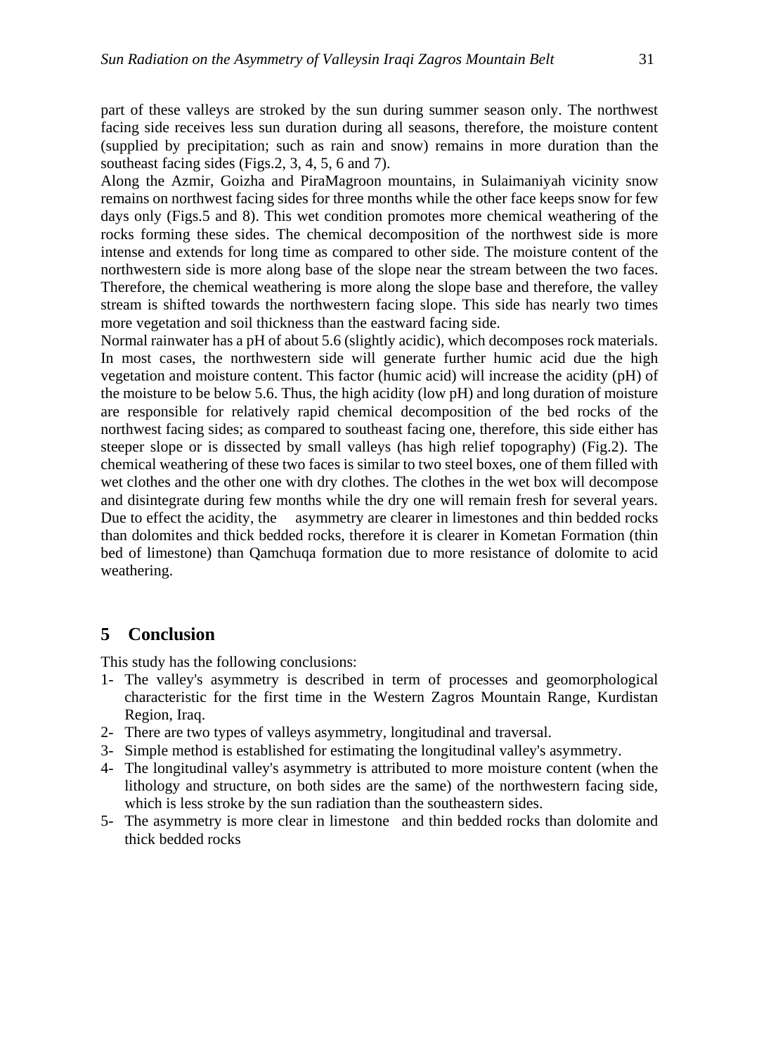part of these valleys are stroked by the sun during summer season only. The northwest facing side receives less sun duration during all seasons, therefore, the moisture content (supplied by precipitation; such as rain and snow) remains in more duration than the southeast facing sides (Figs.2, 3, 4, 5, 6 and 7).

Along the Azmir, Goizha and PiraMagroon mountains, in Sulaimaniyah vicinity snow remains on northwest facing sides for three months while the other face keeps snow for few days only (Figs.5 and 8). This wet condition promotes more chemical weathering of the rocks forming these sides. The chemical decomposition of the northwest side is more intense and extends for long time as compared to other side. The moisture content of the northwestern side is more along base of the slope near the stream between the two faces. Therefore, the chemical weathering is more along the slope base and therefore, the valley stream is shifted towards the northwestern facing slope. This side has nearly two times more vegetation and soil thickness than the eastward facing side.

Normal rainwater has a pH of about 5.6 (slightly acidic), which decomposes rock materials. In most cases, the northwestern side will generate further humic acid due the high vegetation and moisture content. This factor (humic acid) will increase the acidity (pH) of the moisture to be below 5.6. Thus, the high acidity (low pH) and long duration of moisture are responsible for relatively rapid chemical decomposition of the bed rocks of the northwest facing sides; as compared to southeast facing one, therefore, this side either has steeper slope or is dissected by small valleys (has high relief topography) (Fig.2). The chemical weathering of these two faces is similar to two steel boxes, one of them filled with wet clothes and the other one with dry clothes. The clothes in the wet box will decompose and disintegrate during few months while the dry one will remain fresh for several years. Due to effect the acidity, the asymmetry are clearer in limestones and thin bedded rocks than dolomites and thick bedded rocks, therefore it is clearer in Kometan Formation (thin bed of limestone) than Qamchuqa formation due to more resistance of dolomite to acid weathering.

## 5 Conclusion

This study has the following conclusions:

1- The valley's asymmetry is described in term of processes and geomorphological characteristic for the first time in the Western Zagros Mountain Range, Kurdistan Region, Iraq.
2- There are two types of valleys asymmetry, longitudinal and traversal.
3- Simple method is established for estimating the longitudinal valley's asymmetry.
4- The longitudinal valley's asymmetry is attributed to more moisture content (when the lithology and structure, on both sides are the same) of the northwestern facing side, which is less stroke by the sun radiation than the southeastern sides.
5- The asymmetry is more clear in limestone and thin bedded rocks than dolomite and thick bedded rocks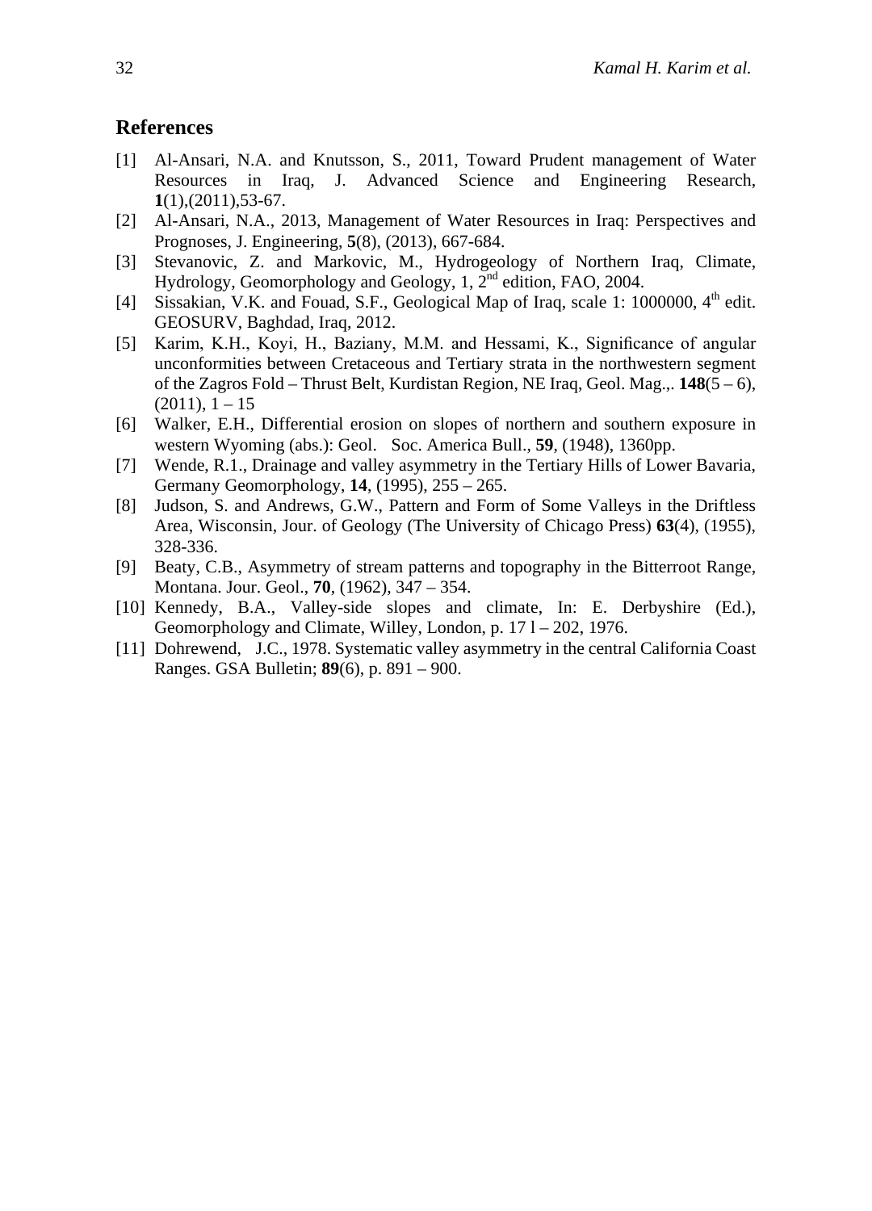## References

[1] Al-Ansari, N.A. and Knutsson, S., 2011, Toward Prudent management of Water Resources in Iraq, J. Advanced Science and Engineering Research, **1**(1),(2011),53-67.

[2] Al-Ansari, N.A., 2013, Management of Water Resources in Iraq: Perspectives and Prognoses, J. Engineering, **5**(8), (2013), 667-684.

[3] Stevanovic, Z. and Markovic, M., Hydrogeology of Northern Iraq, Climate, Hydrology, Geomorphology and Geology, 1, 2nd edition, FAO, 2004.

[4] Sissakian, V.K. and Fouad, S.F., Geological Map of Iraq, scale 1: 1000000, 4th edit. GEOSURV, Baghdad, Iraq, 2012.

[5] Karim, K.H., Koyi, H., Baziany, M.M. and Hessami, K., Significance of angular unconformities between Cretaceous and Tertiary strata in the northwestern segment of the Zagros Fold – Thrust Belt, Kurdistan Region, NE Iraq, Geol. Mag.,. **148**(5 – 6), (2011), 1 – 15

[6] Walker, E.H., Differential erosion on slopes of northern and southern exposure in western Wyoming (abs.): Geol. Soc. America Bull., **59**, (1948), 1360pp.

[7] Wende, R.1., Drainage and valley asymmetry in the Tertiary Hills of Lower Bavaria, Germany Geomorphology, **14**, (1995), 255 – 265.

[8] Judson, S. and Andrews, G.W., Pattern and Form of Some Valleys in the Driftless Area, Wisconsin, Jour. of Geology (The University of Chicago Press) **63**(4), (1955), 328-336.

[9] Beaty, C.B., Asymmetry of stream patterns and topography in the Bitterroot Range, Montana. Jour. Geol., **70**, (1962), 347 – 354.

[10] Kennedy, B.A., Valley-side slopes and climate, In: E. Derbyshire (Ed.), Geomorphology and Climate, Willey, London, p. 17 l – 202, 1976.

[11] Dohrewend, J.C., 1978. Systematic valley asymmetry in the central California Coast Ranges. GSA Bulletin; **89**(6), p. 891 – 900.